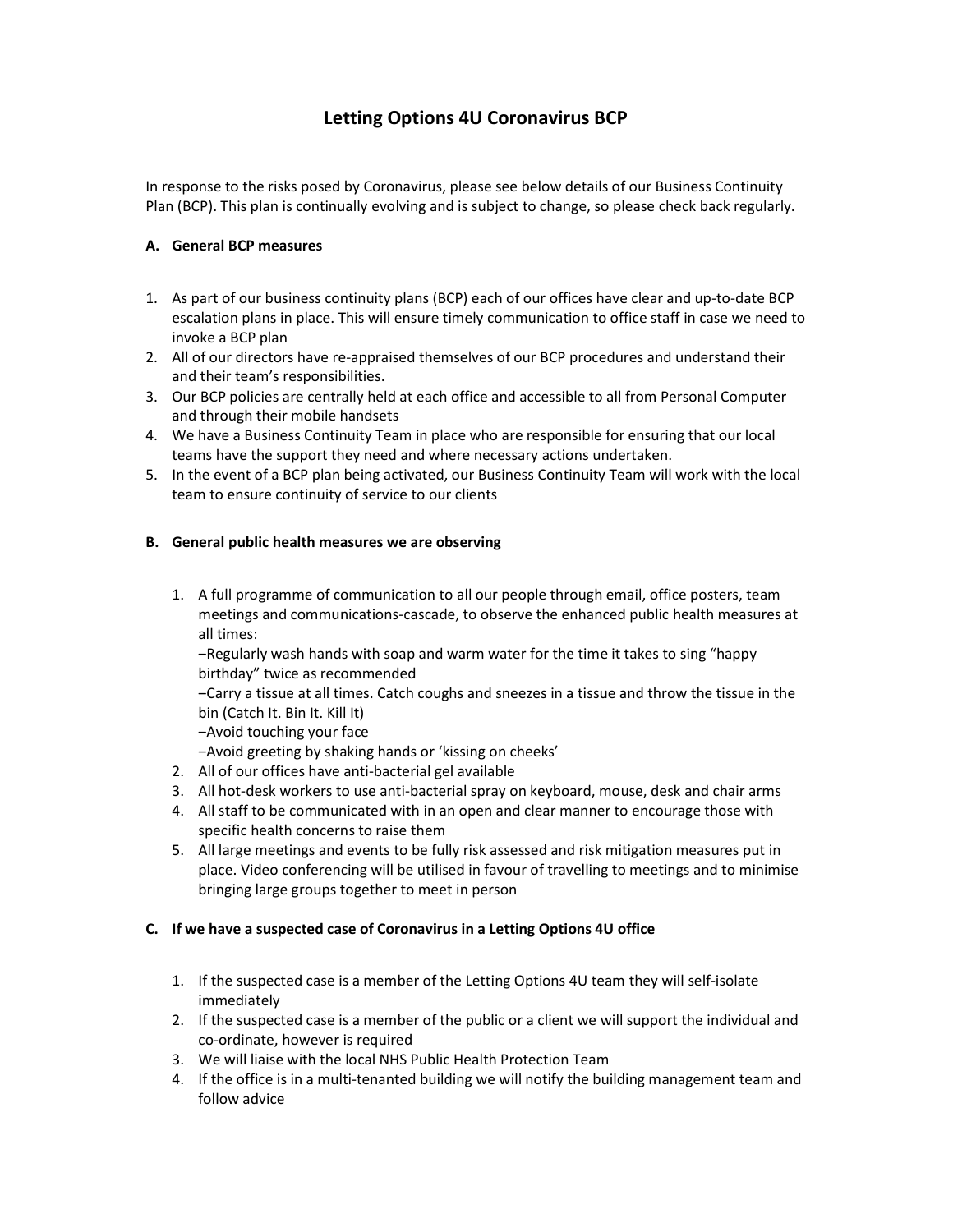# Letting Options 4U Coronavirus BCP

In response to the risks posed by Coronavirus, please see below details of our Business Continuity Plan (BCP). This plan is continually evolving and is subject to change, so please check back regularly.

## A. General BCP measures

1. As part of our business continuity plans (BCP) each of our offices have clear and up-to-date BCP escalation plans in place. This will ensure timely communication to office staff in case we need to invoke a BCP plan
2. All of our directors have re-appraised themselves of our BCP procedures and understand their and their team's responsibilities.
3. Our BCP policies are centrally held at each office and accessible to all from Personal Computer and through their mobile handsets
4. We have a Business Continuity Team in place who are responsible for ensuring that our local teams have the support they need and where necessary actions undertaken.
5. In the event of a BCP plan being activated, our Business Continuity Team will work with the local team to ensure continuity of service to our clients

## B. General public health measures we are observing

1. A full programme of communication to all our people through email, office posters, team meetings and communications-cascade, to observe the enhanced public health measures at all times:
   –Regularly wash hands with soap and warm water for the time it takes to sing "happy birthday" twice as recommended
   –Carry a tissue at all times. Catch coughs and sneezes in a tissue and throw the tissue in the bin (Catch It. Bin It. Kill It)
   –Avoid touching your face
   –Avoid greeting by shaking hands or 'kissing on cheeks'
2. All of our offices have anti-bacterial gel available
3. All hot-desk workers to use anti-bacterial spray on keyboard, mouse, desk and chair arms
4. All staff to be communicated with in an open and clear manner to encourage those with specific health concerns to raise them
5. All large meetings and events to be fully risk assessed and risk mitigation measures put in place. Video conferencing will be utilised in favour of travelling to meetings and to minimise bringing large groups together to meet in person

## C. If we have a suspected case of Coronavirus in a Letting Options 4U office

1. If the suspected case is a member of the Letting Options 4U team they will self-isolate immediately
2. If the suspected case is a member of the public or a client we will support the individual and co-ordinate, however is required
3. We will liaise with the local NHS Public Health Protection Team
4. If the office is in a multi-tenanted building we will notify the building management team and follow advice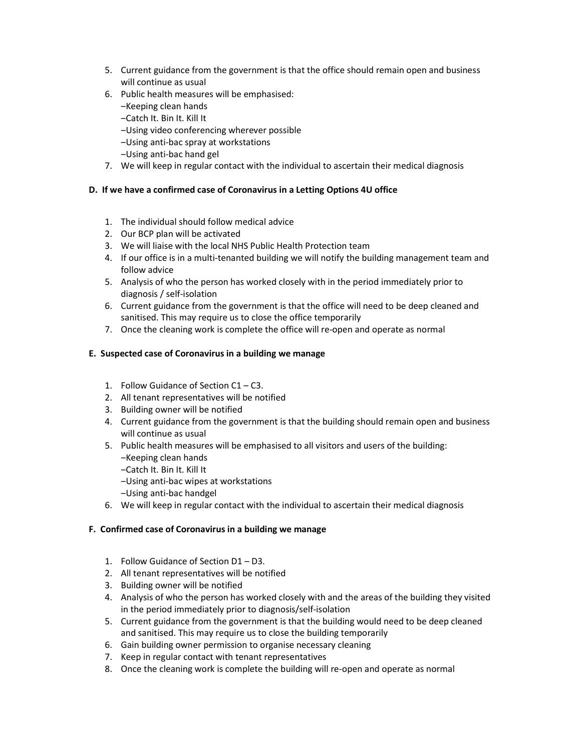5. Current guidance from the government is that the office should remain open and business will continue as usual
6. Public health measures will be emphasised:
   –Keeping clean hands
   –Catch It. Bin It. Kill It
   –Using video conferencing wherever possible
   –Using anti-bac spray at workstations
   –Using anti-bac hand gel
7. We will keep in regular contact with the individual to ascertain their medical diagnosis

**D. If we have a confirmed case of Coronavirus in a Letting Options 4U office**

1. The individual should follow medical advice
2. Our BCP plan will be activated
3. We will liaise with the local NHS Public Health Protection team
4. If our office is in a multi-tenanted building we will notify the building management team and follow advice
5. Analysis of who the person has worked closely with in the period immediately prior to diagnosis / self-isolation
6. Current guidance from the government is that the office will need to be deep cleaned and sanitised. This may require us to close the office temporarily
7. Once the cleaning work is complete the office will re-open and operate as normal

**E. Suspected case of Coronavirus in a building we manage**

1. Follow Guidance of Section C1 – C3.
2. All tenant representatives will be notified
3. Building owner will be notified
4. Current guidance from the government is that the building should remain open and business will continue as usual
5. Public health measures will be emphasised to all visitors and users of the building:
   –Keeping clean hands
   –Catch It. Bin It. Kill It
   –Using anti-bac wipes at workstations
   –Using anti-bac handgel
6. We will keep in regular contact with the individual to ascertain their medical diagnosis

**F. Confirmed case of Coronavirus in a building we manage**

1. Follow Guidance of Section D1 – D3.
2. All tenant representatives will be notified
3. Building owner will be notified
4. Analysis of who the person has worked closely with and the areas of the building they visited in the period immediately prior to diagnosis/self-isolation
5. Current guidance from the government is that the building would need to be deep cleaned and sanitised. This may require us to close the building temporarily
6. Gain building owner permission to organise necessary cleaning
7. Keep in regular contact with tenant representatives
8. Once the cleaning work is complete the building will re-open and operate as normal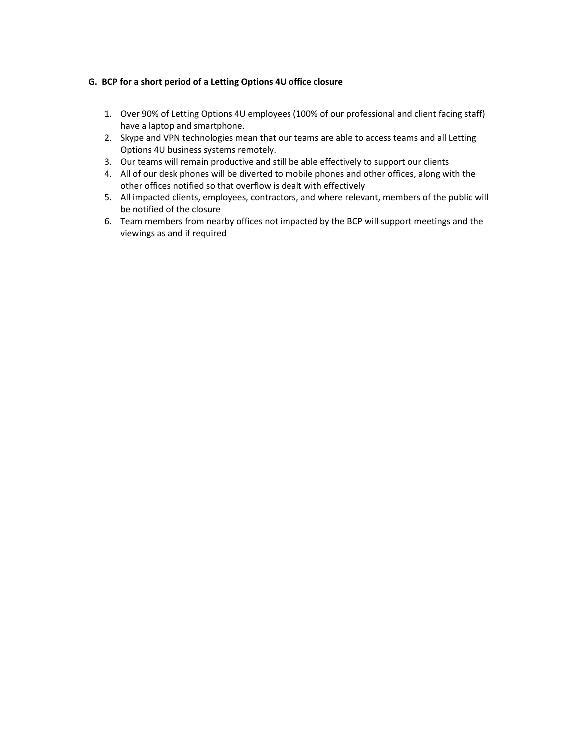**G. BCP for a short period of a Letting Options 4U office closure**

1. Over 90% of Letting Options 4U employees (100% of our professional and client facing staff) have a laptop and smartphone.
2. Skype and VPN technologies mean that our teams are able to access teams and all Letting Options 4U business systems remotely.
3. Our teams will remain productive and still be able effectively to support our clients
4. All of our desk phones will be diverted to mobile phones and other offices, along with the other offices notified so that overflow is dealt with effectively
5. All impacted clients, employees, contractors, and where relevant, members of the public will be notified of the closure
6. Team members from nearby offices not impacted by the BCP will support meetings and the viewings as and if required